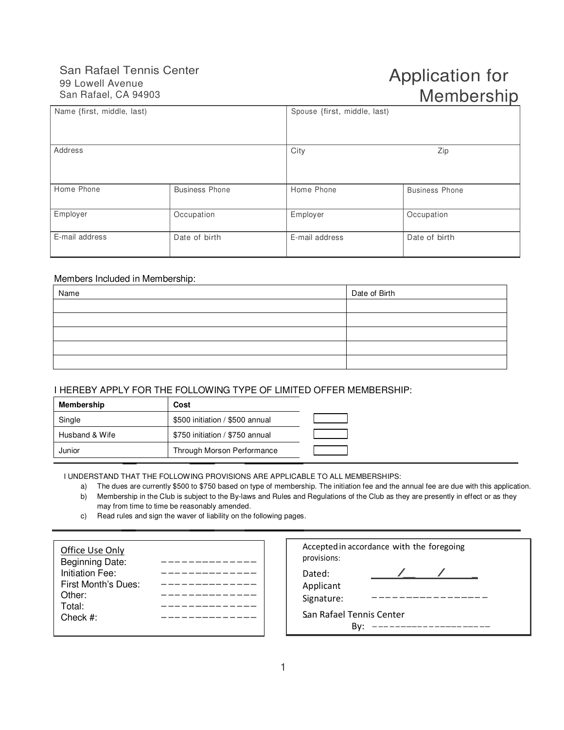San Rafael Tennis Center
99 Lowell Avenue
San Rafael, CA 94903

# Application for Membership

| Name {first, middle, last} | | Spouse {first, middle, last} | |
|---|---|---|---|
| Address | | City | Zip |
| Home Phone | Business Phone | Home Phone | Business Phone |
| Employer | Occupation | Employer | Occupation |
| E-mail address | Date of birth | E-mail address | Date of birth |

Members Included in Membership:

| Name | Date of Birth |
|---|---|
| | |
| | |
| | |
| | |
| | |

I HEREBY APPLY FOR THE FOLLOWING TYPE OF LIMITED OFFER MEMBERSHIP:

| Membership | Cost | |
|---|---|---|
| Single | $500 initiation / $500 annual | ☐ |
| Husband & Wife | $750 initiation / $750 annual | ☐ |
| Junior | Through Morson Performance | ☐ |

I UNDERSTAND THAT THE FOLLOWING PROVISIONS ARE APPLICABLE TO ALL MEMBERSHIPS:

a) The dues are currently $500 to $750 based on type of membership. The initiation fee and the annual fee are due with this application.
b) Membership in the Club is subject to the By-laws and Rules and Regulations of the Club as they are presently in effect or as they may from time to time be reasonably amended.
c) Read rules and sign the waver of liability on the following pages.

**Office Use Only**

Beginning Date: ______________
Initiation Fee: ______________
First Month's Dues: ______________
Other: ______________
Total: ______________
Check #: ______________

Accepted in accordance with the foregoing provisions:

Dated: ____/____/____
Applicant Signature: ________________

San Rafael Tennis Center
By: ____________________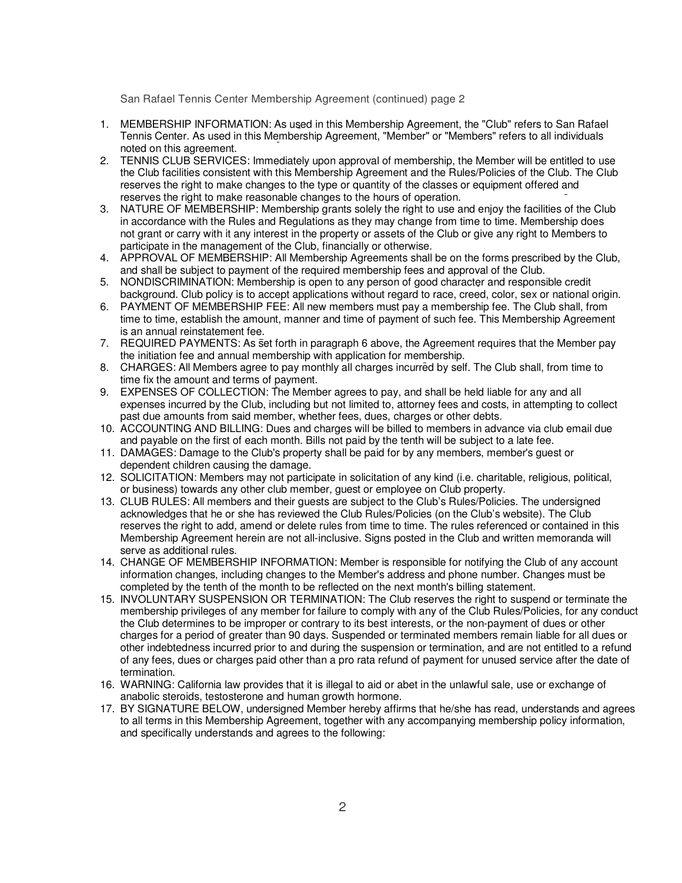San Rafael Tennis Center Membership Agreement (continued) page 2

1. MEMBERSHIP INFORMATION: As used in this Membership Agreement, the "Club" refers to San Rafael Tennis Center. As used in this Membership Agreement, "Member" or "Members" refers to all individuals noted on this agreement.
2. TENNIS CLUB SERVICES: Immediately upon approval of membership, the Member will be entitled to use the Club facilities consistent with this Membership Agreement and the Rules/Policies of the Club. The Club reserves the right to make changes to the type or quantity of the classes or equipment offered and reserves the right to make reasonable changes to the hours of operation.
3. NATURE OF MEMBERSHIP: Membership grants solely the right to use and enjoy the facilities of the Club in accordance with the Rules and Regulations as they may change from time to time. Membership does not grant or carry with it any interest in the property or assets of the Club or give any right to Members to participate in the management of the Club, financially or otherwise.
4. APPROVAL OF MEMBERSHIP: All Membership Agreements shall be on the forms prescribed by the Club, and shall be subject to payment of the required membership fees and approval of the Club.
5. NONDISCRIMINATION: Membership is open to any person of good character and responsible credit background. Club policy is to accept applications without regard to race, creed, color, sex or national origin.
6. PAYMENT OF MEMBERSHIP FEE: All new members must pay a membership fee. The Club shall, from time to time, establish the amount, manner and time of payment of such fee. This Membership Agreement is an annual reinstatement fee.
7. REQUIRED PAYMENTS: As set forth in paragraph 6 above, the Agreement requires that the Member pay the initiation fee and annual membership with application for membership.
8. CHARGES: All Members agree to pay monthly all charges incurred by self. The Club shall, from time to time fix the amount and terms of payment.
9. EXPENSES OF COLLECTION: The Member agrees to pay, and shall be held liable for any and all expenses incurred by the Club, including but not limited to, attorney fees and costs, in attempting to collect past due amounts from said member, whether fees, dues, charges or other debts.
10. ACCOUNTING AND BILLING: Dues and charges will be billed to members in advance via club email due and payable on the first of each month. Bills not paid by the tenth will be subject to a late fee.
11. DAMAGES: Damage to the Club's property shall be paid for by any members, member's guest or dependent children causing the damage.
12. SOLICITATION: Members may not participate in solicitation of any kind (i.e. charitable, religious, political, or business) towards any other club member, guest or employee on Club property.
13. CLUB RULES: All members and their guests are subject to the Club's Rules/Policies. The undersigned acknowledges that he or she has reviewed the Club Rules/Policies (on the Club's website). The Club reserves the right to add, amend or delete rules from time to time. The rules referenced or contained in this Membership Agreement herein are not all-inclusive. Signs posted in the Club and written memoranda will serve as additional rules.
14. CHANGE OF MEMBERSHIP INFORMATION: Member is responsible for notifying the Club of any account information changes, including changes to the Member's address and phone number. Changes must be completed by the tenth of the month to be reflected on the next month's billing statement.
15. INVOLUNTARY SUSPENSION OR TERMINATION: The Club reserves the right to suspend or terminate the membership privileges of any member for failure to comply with any of the Club Rules/Policies, for any conduct the Club determines to be improper or contrary to its best interests, or the non-payment of dues or other charges for a period of greater than 90 days. Suspended or terminated members remain liable for all dues or other indebtedness incurred prior to and during the suspension or termination, and are not entitled to a refund of any fees, dues or charges paid other than a pro rata refund of payment for unused service after the date of termination.
16. WARNING: California law provides that it is illegal to aid or abet in the unlawful sale, use or exchange of anabolic steroids, testosterone and human growth hormone.
17. BY SIGNATURE BELOW, undersigned Member hereby affirms that he/she has read, understands and agrees to all terms in this Membership Agreement, together with any accompanying membership policy information, and specifically understands and agrees to the following: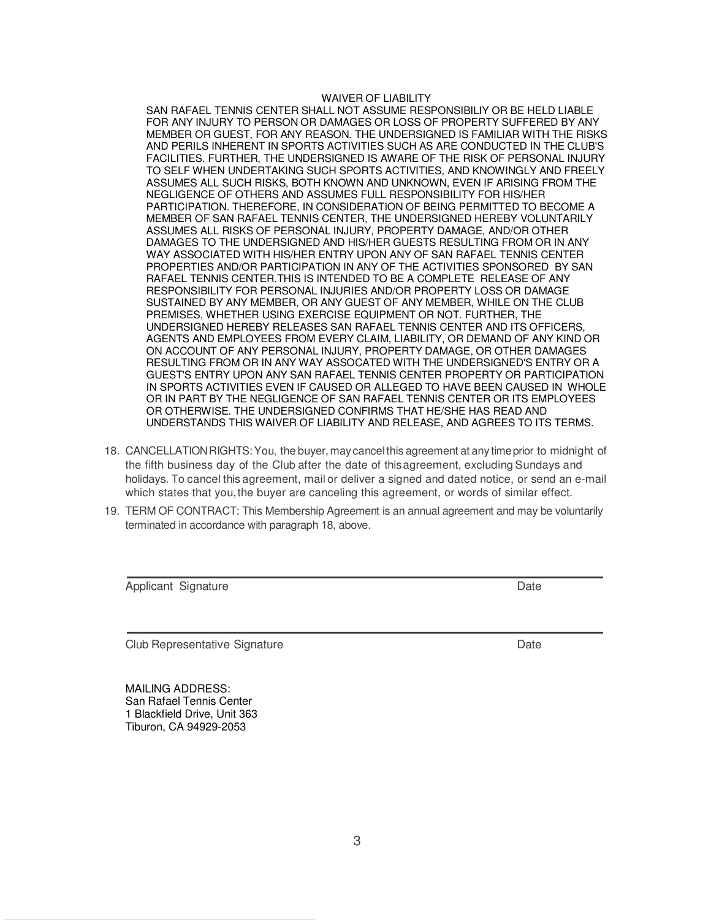## WAIVER OF LIABILITY

SAN RAFAEL TENNIS CENTER SHALL NOT ASSUME RESPONSIBILIY OR BE HELD LIABLE FOR ANY INJURY TO PERSON OR DAMAGES OR LOSS OF PROPERTY SUFFERED BY ANY MEMBER OR GUEST, FOR ANY REASON. THE UNDERSIGNED IS FAMILIAR WITH THE RISKS AND PERILS INHERENT IN SPORTS ACTIVITIES SUCH AS ARE CONDUCTED IN THE CLUB'S FACILITIES. FURTHER, THE UNDERSIGNED IS AWARE OF THE RISK OF PERSONAL INJURY TO SELF WHEN UNDERTAKING SUCH SPORTS ACTIVITIES, AND KNOWINGLY AND FREELY ASSUMES ALL SUCH RISKS, BOTH KNOWN AND UNKNOWN, EVEN IF ARISING FROM THE NEGLIGENCE OF OTHERS AND ASSUMES FULL RESPONSIBILITY FOR HIS/HER PARTICIPATION. THEREFORE, IN CONSIDERATION OF BEING PERMITTED TO BECOME A MEMBER OF SAN RAFAEL TENNIS CENTER, THE UNDERSIGNED HEREBY VOLUNTARILY ASSUMES ALL RISKS OF PERSONAL INJURY, PROPERTY DAMAGE, AND/OR OTHER DAMAGES TO THE UNDERSIGNED AND HIS/HER GUESTS RESULTING FROM OR IN ANY WAY ASSOCIATED WITH HIS/HER ENTRY UPON ANY OF SAN RAFAEL TENNIS CENTER PROPERTIES AND/OR PARTICIPATION IN ANY OF THE ACTIVITIES SPONSORED BY SAN RAFAEL TENNIS CENTER.THIS IS INTENDED TO BE A COMPLETE RELEASE OF ANY RESPONSIBILITY FOR PERSONAL INJURIES AND/OR PROPERTY LOSS OR DAMAGE SUSTAINED BY ANY MEMBER, OR ANY GUEST OF ANY MEMBER, WHILE ON THE CLUB PREMISES, WHETHER USING EXERCISE EQUIPMENT OR NOT. FURTHER, THE UNDERSIGNED HEREBY RELEASES SAN RAFAEL TENNIS CENTER AND ITS OFFICERS, AGENTS AND EMPLOYEES FROM EVERY CLAIM, LIABILITY, OR DEMAND OF ANY KIND OR ON ACCOUNT OF ANY PERSONAL INJURY, PROPERTY DAMAGE, OR OTHER DAMAGES RESULTING FROM OR IN ANY WAY ASSOCATED WITH THE UNDERSIGNED'S ENTRY OR A GUEST'S ENTRY UPON ANY SAN RAFAEL TENNIS CENTER PROPERTY OR PARTICIPATION IN SPORTS ACTIVITIES EVEN IF CAUSED OR ALLEGED TO HAVE BEEN CAUSED IN WHOLE OR IN PART BY THE NEGLIGENCE OF SAN RAFAEL TENNIS CENTER OR ITS EMPLOYEES OR OTHERWISE. THE UNDERSIGNED CONFIRMS THAT HE/SHE HAS READ AND UNDERSTANDS THIS WAIVER OF LIABILITY AND RELEASE, AND AGREES TO ITS TERMS.

18. CANCELLATION RIGHTS: You, the buyer, may cancel this agreement at any time prior to midnight of the fifth business day of the Club after the date of this agreement, excluding Sundays and holidays. To cancel this agreement, mail or deliver a signed and dated notice, or send an e-mail which states that you, the buyer are canceling this agreement, or words of similar effect.
19. TERM OF CONTRACT: This Membership Agreement is an annual agreement and may be voluntarily terminated in accordance with paragraph 18, above.

\_\_\_\_\_\_\_\_\_\_\_\_\_\_\_\_\_\_\_\_\_\_\_\_\_\_\_\_\_\_\_\_\_\_\_\_\_\_\_\_\_\_\_\_\_\_\_\_\_\_\_\_\_\_\_\_

Applicant Signature Date

\_\_\_\_\_\_\_\_\_\_\_\_\_\_\_\_\_\_\_\_\_\_\_\_\_\_\_\_\_\_\_\_\_\_\_\_\_\_\_\_\_\_\_\_\_\_\_\_\_\_\_\_\_\_\_\_

Club Representative Signature Date

MAILING ADDRESS:
San Rafael Tennis Center
1 Blackfield Drive, Unit 363
Tiburon, CA 94929-2053